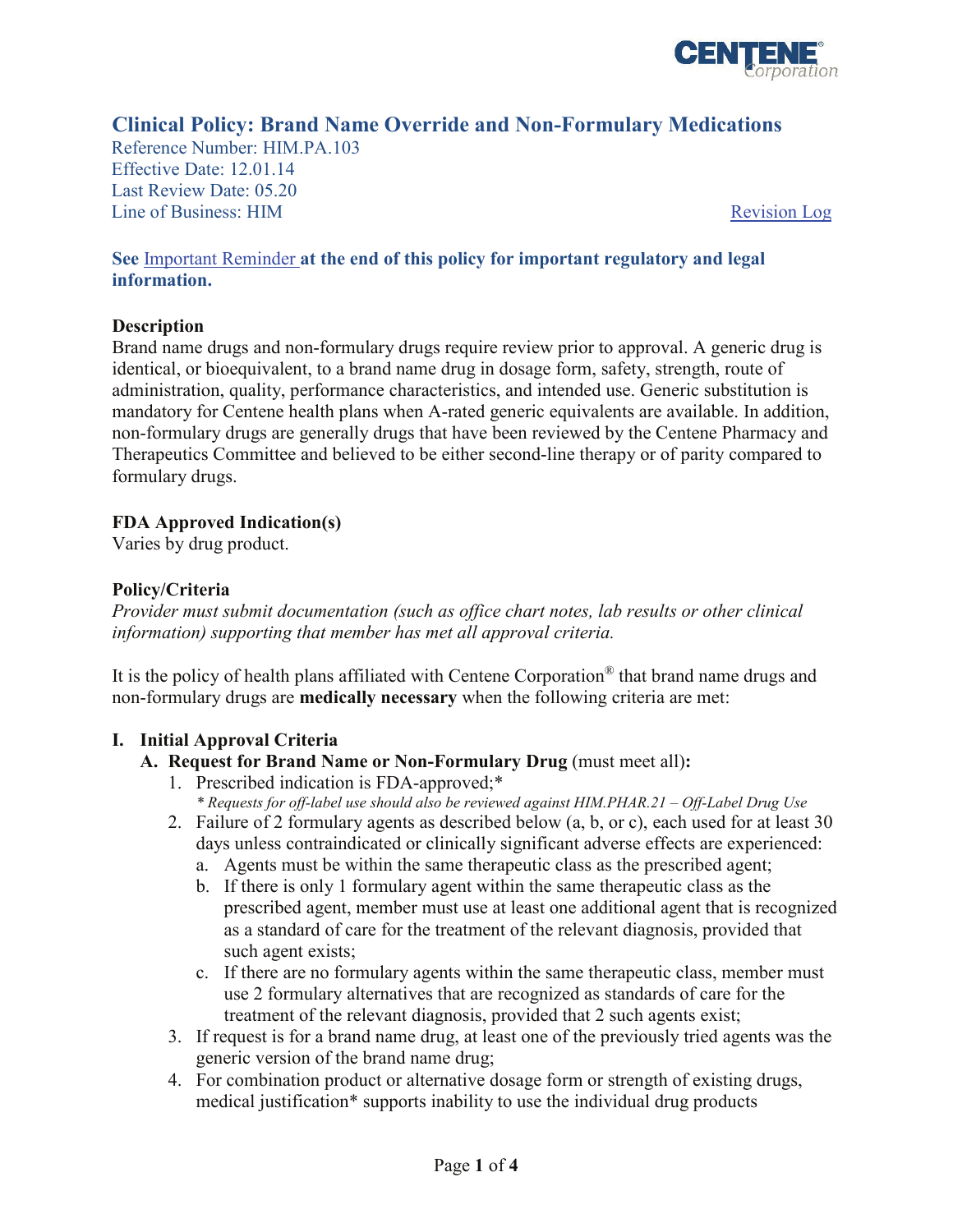# Clinical Policy: Brand Name Override and Non-Formulary Medications

Reference Number: HIM.PA.103
Effective Date: 12.01.14
Last Review Date: 05.20
Line of Business: HIM

Revision Log

**See** Important Reminder **at the end of this policy for important regulatory and legal information.**

## Description

Brand name drugs and non-formulary drugs require review prior to approval. A generic drug is identical, or bioequivalent, to a brand name drug in dosage form, safety, strength, route of administration, quality, performance characteristics, and intended use. Generic substitution is mandatory for Centene health plans when A-rated generic equivalents are available. In addition, non-formulary drugs are generally drugs that have been reviewed by the Centene Pharmacy and Therapeutics Committee and believed to be either second-line therapy or of parity compared to formulary drugs.

## FDA Approved Indication(s)

Varies by drug product.

## Policy/Criteria

*Provider must submit documentation (such as office chart notes, lab results or other clinical information) supporting that member has met all approval criteria.*

It is the policy of health plans affiliated with Centene Corporation® that brand name drugs and non-formulary drugs are **medically necessary** when the following criteria are met:

### I. Initial Approval Criteria

**A. Request for Brand Name or Non-Formulary Drug** (must meet all)**:**

1. Prescribed indication is FDA-approved;*
   *\* Requests for off-label use should also be reviewed against HIM.PHAR.21 – Off-Label Drug Use*
2. Failure of 2 formulary agents as described below (a, b, or c), each used for at least 30 days unless contraindicated or clinically significant adverse effects are experienced:
   a. Agents must be within the same therapeutic class as the prescribed agent;
   b. If there is only 1 formulary agent within the same therapeutic class as the prescribed agent, member must use at least one additional agent that is recognized as a standard of care for the treatment of the relevant diagnosis, provided that such agent exists;
   c. If there are no formulary agents within the same therapeutic class, member must use 2 formulary alternatives that are recognized as standards of care for the treatment of the relevant diagnosis, provided that 2 such agents exist;
3. If request is for a brand name drug, at least one of the previously tried agents was the generic version of the brand name drug;
4. For combination product or alternative dosage form or strength of existing drugs, medical justification* supports inability to use the individual drug products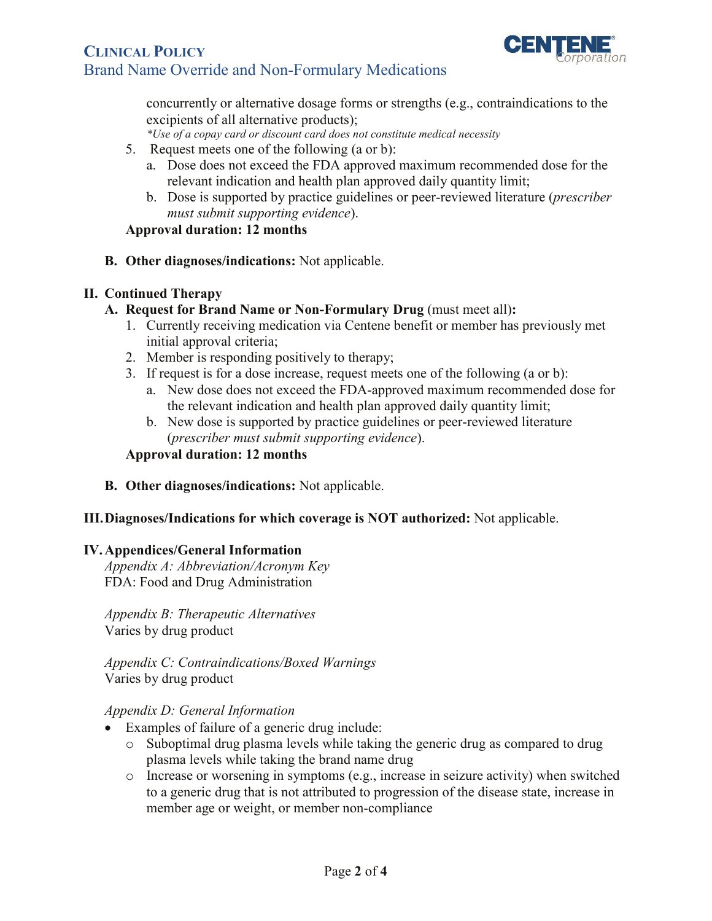concurrently or alternative dosage forms or strengths (e.g., contraindications to the excipients of all alternative products);

*\*Use of a copay card or discount card does not constitute medical necessity*

5. Request meets one of the following (a or b):
   a. Dose does not exceed the FDA approved maximum recommended dose for the relevant indication and health plan approved daily quantity limit;
   b. Dose is supported by practice guidelines or peer-reviewed literature (*prescriber must submit supporting evidence*).

**Approval duration: 12 months**

**B. Other diagnoses/indications:** Not applicable.

## II. Continued Therapy

**A. Request for Brand Name or Non-Formulary Drug** (must meet all)**:**

1. Currently receiving medication via Centene benefit or member has previously met initial approval criteria;
2. Member is responding positively to therapy;
3. If request is for a dose increase, request meets one of the following (a or b):
   a. New dose does not exceed the FDA-approved maximum recommended dose for the relevant indication and health plan approved daily quantity limit;
   b. New dose is supported by practice guidelines or peer-reviewed literature (*prescriber must submit supporting evidence*).

**Approval duration: 12 months**

**B. Other diagnoses/indications:** Not applicable.

## III. Diagnoses/Indications for which coverage is NOT authorized: Not applicable.

## IV. Appendices/General Information

*Appendix A: Abbreviation/Acronym Key*

FDA: Food and Drug Administration

*Appendix B: Therapeutic Alternatives*

Varies by drug product

*Appendix C: Contraindications/Boxed Warnings*

Varies by drug product

*Appendix D: General Information*

- Examples of failure of a generic drug include:
  - Suboptimal drug plasma levels while taking the generic drug as compared to drug plasma levels while taking the brand name drug
  - Increase or worsening in symptoms (e.g., increase in seizure activity) when switched to a generic drug that is not attributed to progression of the disease state, increase in member age or weight, or member non-compliance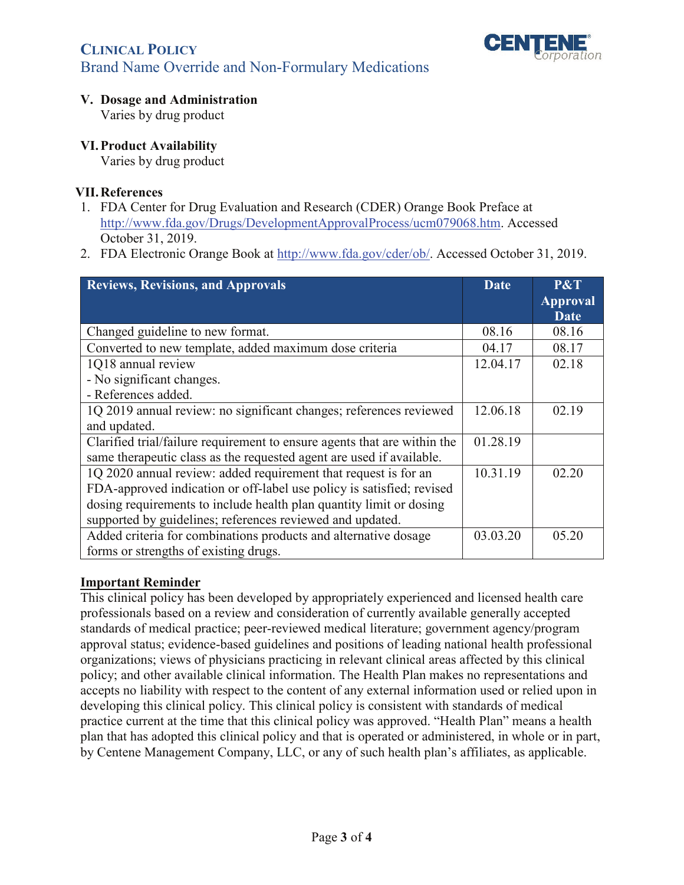## V. Dosage and Administration

Varies by drug product

## VI. Product Availability

Varies by drug product

## VII. References

1. FDA Center for Drug Evaluation and Research (CDER) Orange Book Preface at http://www.fda.gov/Drugs/DevelopmentApprovalProcess/ucm079068.htm. Accessed October 31, 2019.
2. FDA Electronic Orange Book at http://www.fda.gov/cder/ob/. Accessed October 31, 2019.

| Reviews, Revisions, and Approvals | Date | P&T Approval Date |
|---|---|---|
| Changed guideline to new format. | 08.16 | 08.16 |
| Converted to new template, added maximum dose criteria | 04.17 | 08.17 |
| 1Q18 annual review<br>- No significant changes.<br>- References added. | 12.04.17 | 02.18 |
| 1Q 2019 annual review: no significant changes; references reviewed and updated. | 12.06.18 | 02.19 |
| Clarified trial/failure requirement to ensure agents that are within the same therapeutic class as the requested agent are used if available. | 01.28.19 | |
| 1Q 2020 annual review: added requirement that request is for an FDA-approved indication or off-label use policy is satisfied; revised dosing requirements to include health plan quantity limit or dosing supported by guidelines; references reviewed and updated. | 10.31.19 | 02.20 |
| Added criteria for combinations products and alternative dosage forms or strengths of existing drugs. | 03.03.20 | 05.20 |

**Important Reminder**

This clinical policy has been developed by appropriately experienced and licensed health care professionals based on a review and consideration of currently available generally accepted standards of medical practice; peer-reviewed medical literature; government agency/program approval status; evidence-based guidelines and positions of leading national health professional organizations; views of physicians practicing in relevant clinical areas affected by this clinical policy; and other available clinical information. The Health Plan makes no representations and accepts no liability with respect to the content of any external information used or relied upon in developing this clinical policy. This clinical policy is consistent with standards of medical practice current at the time that this clinical policy was approved. "Health Plan" means a health plan that has adopted this clinical policy and that is operated or administered, in whole or in part, by Centene Management Company, LLC, or any of such health plan's affiliates, as applicable.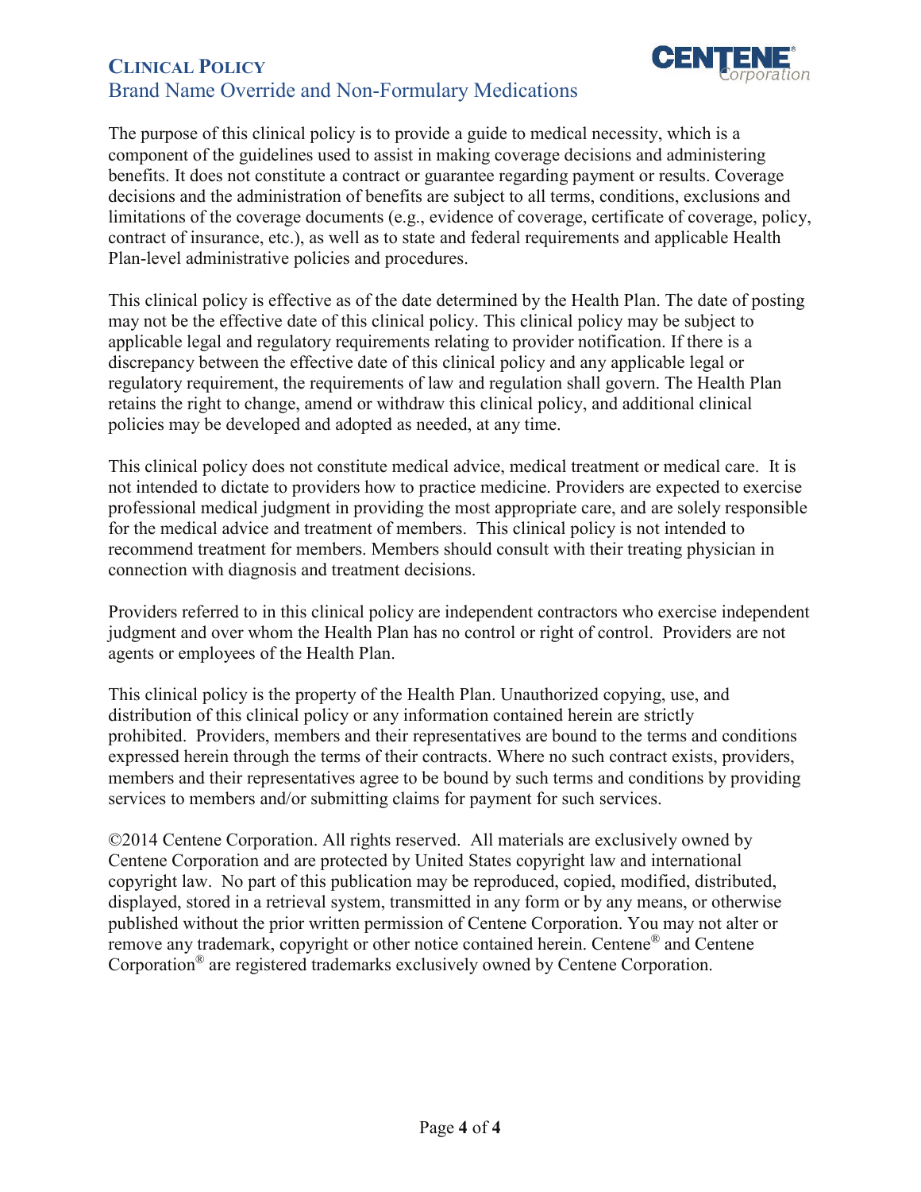The purpose of this clinical policy is to provide a guide to medical necessity, which is a component of the guidelines used to assist in making coverage decisions and administering benefits. It does not constitute a contract or guarantee regarding payment or results. Coverage decisions and the administration of benefits are subject to all terms, conditions, exclusions and limitations of the coverage documents (e.g., evidence of coverage, certificate of coverage, policy, contract of insurance, etc.), as well as to state and federal requirements and applicable Health Plan-level administrative policies and procedures.

This clinical policy is effective as of the date determined by the Health Plan. The date of posting may not be the effective date of this clinical policy. This clinical policy may be subject to applicable legal and regulatory requirements relating to provider notification. If there is a discrepancy between the effective date of this clinical policy and any applicable legal or regulatory requirement, the requirements of law and regulation shall govern. The Health Plan retains the right to change, amend or withdraw this clinical policy, and additional clinical policies may be developed and adopted as needed, at any time.

This clinical policy does not constitute medical advice, medical treatment or medical care. It is not intended to dictate to providers how to practice medicine. Providers are expected to exercise professional medical judgment in providing the most appropriate care, and are solely responsible for the medical advice and treatment of members. This clinical policy is not intended to recommend treatment for members. Members should consult with their treating physician in connection with diagnosis and treatment decisions.

Providers referred to in this clinical policy are independent contractors who exercise independent judgment and over whom the Health Plan has no control or right of control. Providers are not agents or employees of the Health Plan.

This clinical policy is the property of the Health Plan. Unauthorized copying, use, and distribution of this clinical policy or any information contained herein are strictly prohibited. Providers, members and their representatives are bound to the terms and conditions expressed herein through the terms of their contracts. Where no such contract exists, providers, members and their representatives agree to be bound by such terms and conditions by providing services to members and/or submitting claims for payment for such services.

©2014 Centene Corporation. All rights reserved. All materials are exclusively owned by Centene Corporation and are protected by United States copyright law and international copyright law. No part of this publication may be reproduced, copied, modified, distributed, displayed, stored in a retrieval system, transmitted in any form or by any means, or otherwise published without the prior written permission of Centene Corporation. You may not alter or remove any trademark, copyright or other notice contained herein. Centene® and Centene Corporation® are registered trademarks exclusively owned by Centene Corporation.